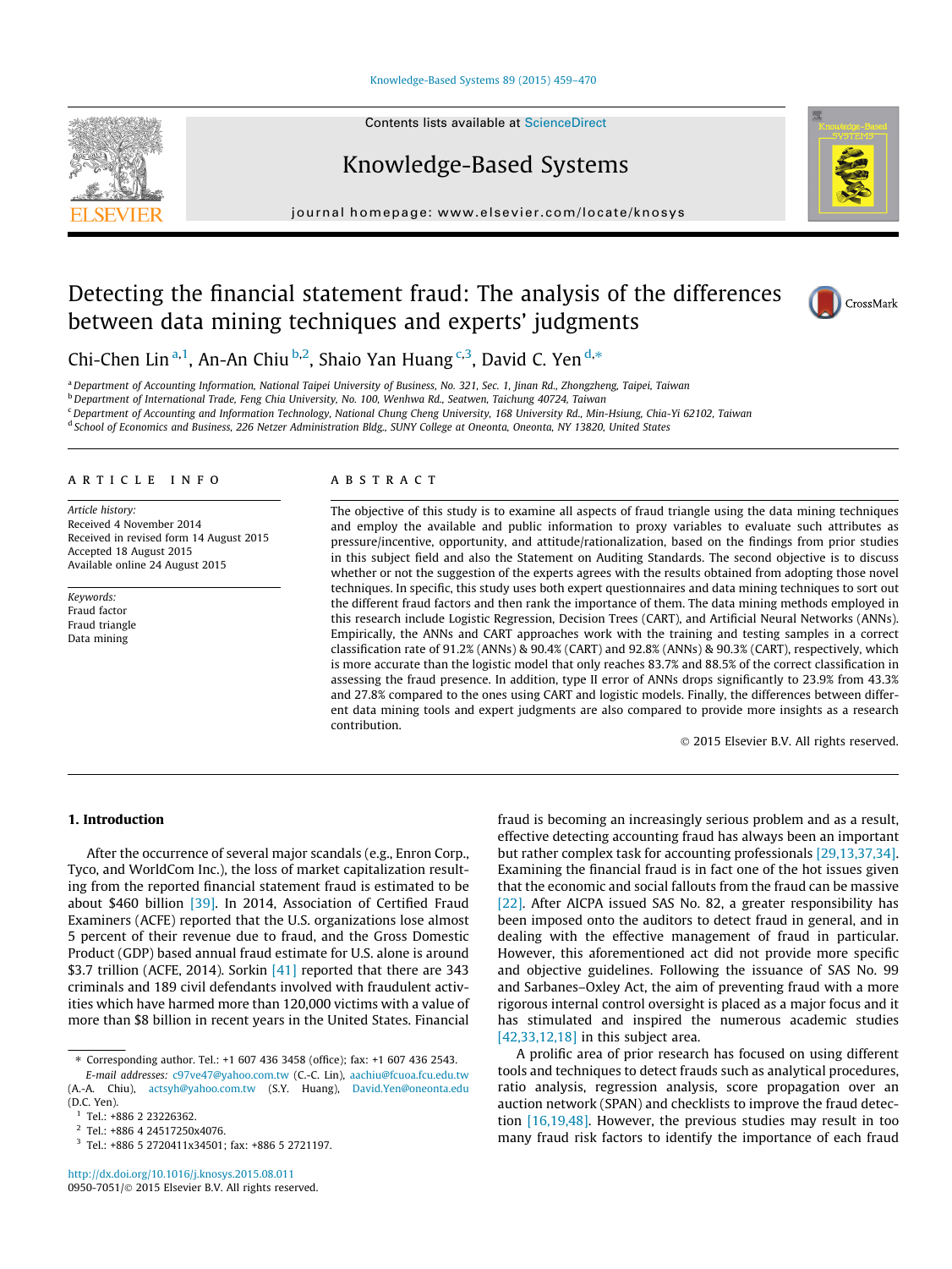# Detecting the financial statement fraud: The analysis of the differences between data mining techniques and experts' judgments

Chi-Chen Lin [a,1], An-An Chiu [b,2], Shaio Yan Huang [c,3], David C. Yen [d,*]

[a] Department of Accounting Information, National Taipei University of Business, No. 321, Sec. 1, Jinan Rd., Zhongzheng, Taipei, Taiwan
[b] Department of International Trade, Feng Chia University, No. 100, Wenhwa Rd., Seatwen, Taichung 40724, Taiwan
[c] Department of Accounting and Information Technology, National Chung Cheng University, 168 University Rd., Min-Hsiung, Chia-Yi 62102, Taiwan
[d] School of Economics and Business, 226 Netzer Administration Bldg., SUNY College at Oneonta, Oneonta, NY 13820, United States

## ARTICLE INFO

*Article history:*
Received 4 November 2014
Received in revised form 14 August 2015
Accepted 18 August 2015
Available online 24 August 2015

*Keywords:*
Fraud factor
Fraud triangle
Data mining

## ABSTRACT

The objective of this study is to examine all aspects of fraud triangle using the data mining techniques and employ the available and public information to proxy variables to evaluate such attributes as pressure/incentive, opportunity, and attitude/rationalization, based on the findings from prior studies in this subject field and also the Statement on Auditing Standards. The second objective is to discuss whether or not the suggestion of the experts agrees with the results obtained from adopting those novel techniques. In specific, this study uses both expert questionnaires and data mining techniques to sort out the different fraud factors and then rank the importance of them. The data mining methods employed in this research include Logistic Regression, Decision Trees (CART), and Artificial Neural Networks (ANNs). Empirically, the ANNs and CART approaches work with the training and testing samples in a correct classification rate of 91.2% (ANNs) & 90.4% (CART) and 92.8% (ANNs) & 90.3% (CART), respectively, which is more accurate than the logistic model that only reaches 83.7% and 88.5% of the correct classification in assessing the fraud presence. In addition, type II error of ANNs drops significantly to 23.9% from 43.3% and 27.8% compared to the ones using CART and logistic models. Finally, the differences between different data mining tools and expert judgments are also compared to provide more insights as a research contribution.

© 2015 Elsevier B.V. All rights reserved.

## 1. Introduction

After the occurrence of several major scandals (e.g., Enron Corp., Tyco, and WorldCom Inc.), the loss of market capitalization resulting from the reported financial statement fraud is estimated to be about $460 billion [39]. In 2014, Association of Certified Fraud Examiners (ACFE) reported that the U.S. organizations lose almost 5 percent of their revenue due to fraud, and the Gross Domestic Product (GDP) based annual fraud estimate for U.S. alone is around $3.7 trillion (ACFE, 2014). Sorkin [41] reported that there are 343 criminals and 189 civil defendants involved with fraudulent activities which have harmed more than 120,000 victims with a value of more than $8 billion in recent years in the United States. Financial fraud is becoming an increasingly serious problem and as a result, effective detecting accounting fraud has always been an important but rather complex task for accounting professionals [29,13,37,34]. Examining the financial fraud is in fact one of the hot issues given that the economic and social fallouts from the fraud can be massive [22]. After AICPA issued SAS No. 82, a greater responsibility has been imposed onto the auditors to detect fraud in general, and in dealing with the effective management of fraud in particular. However, this aforementioned act did not provide more specific and objective guidelines. Following the issuance of SAS No. 99 and Sarbanes–Oxley Act, the aim of preventing fraud with a more rigorous internal control oversight is placed as a major focus and it has stimulated and inspired the numerous academic studies [42,33,12,18] in this subject area.

A prolific area of prior research has focused on using different tools and techniques to detect frauds such as analytical procedures, ratio analysis, regression analysis, score propagation over an auction network (SPAN) and checklists to improve the fraud detection [16,19,48]. However, the previous studies may result in too many fraud risk factors to identify the importance of each fraud

---

* Corresponding author. Tel.: +1 607 436 3458 (office); fax: +1 607 436 2543.
*E-mail addresses:* c97ve47@yahoo.com.tw (C.-C. Lin), aachiu@fcuoa.fcu.edu.tw (A.-A. Chiu), actsyh@yahoo.com.tw (S.Y. Huang), David.Yen@oneonta.edu (D.C. Yen).

[1] Tel.: +886 2 23226362.
[2] Tel.: +886 4 24517250x4076.
[3] Tel.: +886 5 2720411x34501; fax: +886 5 2721197.

http://dx.doi.org/10.1016/j.knosys.2015.08.011
0950-7051/© 2015 Elsevier B.V. All rights reserved.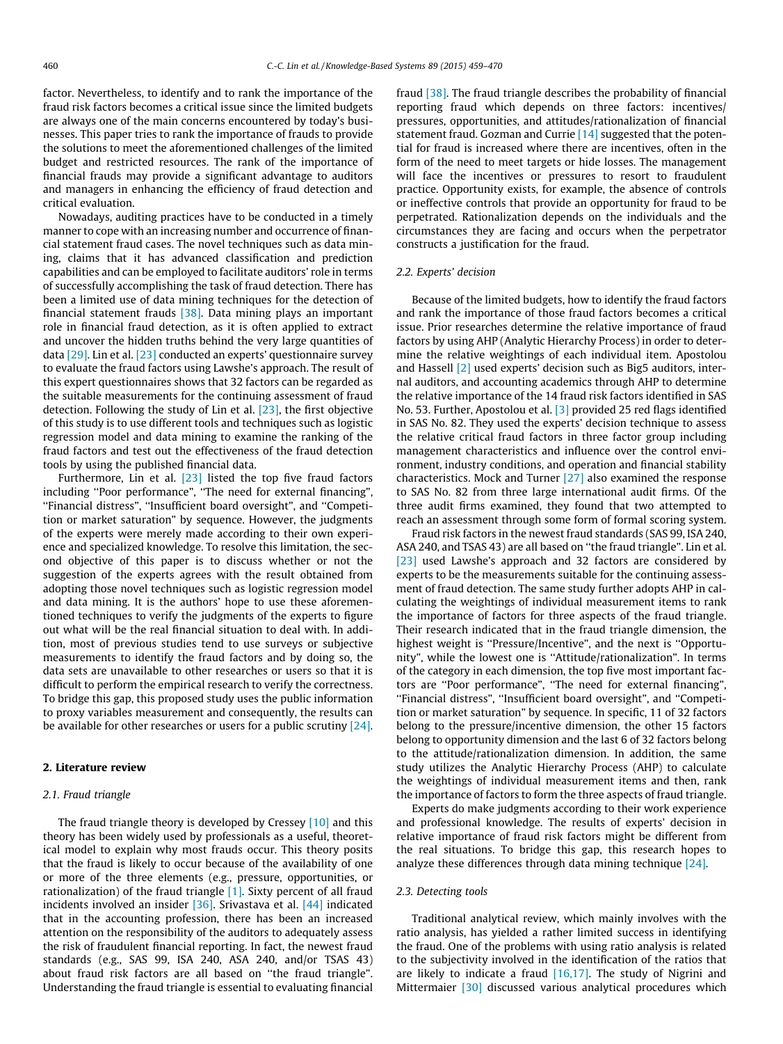factor. Nevertheless, to identify and to rank the importance of the fraud risk factors becomes a critical issue since the limited budgets are always one of the main concerns encountered by today's businesses. This paper tries to rank the importance of frauds to provide the solutions to meet the aforementioned challenges of the limited budget and restricted resources. The rank of the importance of financial frauds may provide a significant advantage to auditors and managers in enhancing the efficiency of fraud detection and critical evaluation.

Nowadays, auditing practices have to be conducted in a timely manner to cope with an increasing number and occurrence of financial statement fraud cases. The novel techniques such as data mining, claims that it has advanced classification and prediction capabilities and can be employed to facilitate auditors' role in terms of successfully accomplishing the task of fraud detection. There has been a limited use of data mining techniques for the detection of financial statement frauds [38]. Data mining plays an important role in financial fraud detection, as it is often applied to extract and uncover the hidden truths behind the very large quantities of data [29]. Lin et al. [23] conducted an experts' questionnaire survey to evaluate the fraud factors using Lawshe's approach. The result of this expert questionnaires shows that 32 factors can be regarded as the suitable measurements for the continuing assessment of fraud detection. Following the study of Lin et al. [23], the first objective of this study is to use different tools and techniques such as logistic regression model and data mining to examine the ranking of the fraud factors and test out the effectiveness of the fraud detection tools by using the published financial data.

Furthermore, Lin et al. [23] listed the top five fraud factors including "Poor performance", "The need for external financing", "Financial distress", "Insufficient board oversight", and "Competition or market saturation" by sequence. However, the judgments of the experts were merely made according to their own experience and specialized knowledge. To resolve this limitation, the second objective of this paper is to discuss whether or not the suggestion of the experts agrees with the result obtained from adopting those novel techniques such as logistic regression model and data mining. It is the authors' hope to use these aforementioned techniques to verify the judgments of the experts to figure out what will be the real financial situation to deal with. In addition, most of previous studies tend to use surveys or subjective measurements to identify the fraud factors and by doing so, the data sets are unavailable to other researches or users so that it is difficult to perform the empirical research to verify the correctness. To bridge this gap, this proposed study uses the public information to proxy variables measurement and consequently, the results can be available for other researches or users for a public scrutiny [24].

## 2. Literature review

### 2.1. Fraud triangle

The fraud triangle theory is developed by Cressey [10] and this theory has been widely used by professionals as a useful, theoretical model to explain why most frauds occur. This theory posits that the fraud is likely to occur because of the availability of one or more of the three elements (e.g., pressure, opportunities, or rationalization) of the fraud triangle [1]. Sixty percent of all fraud incidents involved an insider [36]. Srivastava et al. [44] indicated that in the accounting profession, there has been an increased attention on the responsibility of the auditors to adequately assess the risk of fraudulent financial reporting. In fact, the newest fraud standards (e.g., SAS 99, ISA 240, ASA 240, and/or TSAS 43) about fraud risk factors are all based on "the fraud triangle". Understanding the fraud triangle is essential to evaluating financial fraud [38]. The fraud triangle describes the probability of financial reporting fraud which depends on three factors: incentives/pressures, opportunities, and attitudes/rationalization of financial statement fraud. Gozman and Currie [14] suggested that the potential for fraud is increased where there are incentives, often in the form of the need to meet targets or hide losses. The management will face the incentives or pressures to resort to fraudulent practice. Opportunity exists, for example, the absence of controls or ineffective controls that provide an opportunity for fraud to be perpetrated. Rationalization depends on the individuals and the circumstances they are facing and occurs when the perpetrator constructs a justification for the fraud.

### 2.2. Experts' decision

Because of the limited budgets, how to identify the fraud factors and rank the importance of those fraud factors becomes a critical issue. Prior researches determine the relative importance of fraud factors by using AHP (Analytic Hierarchy Process) in order to determine the relative weightings of each individual item. Apostolou and Hassell [2] used experts' decision such as Big5 auditors, internal auditors, and accounting academics through AHP to determine the relative importance of the 14 fraud risk factors identified in SAS No. 53. Further, Apostolou et al. [3] provided 25 red flags identified in SAS No. 82. They used the experts' decision technique to assess the relative critical fraud factors in three factor group including management characteristics and influence over the control environment, industry conditions, and operation and financial stability characteristics. Mock and Turner [27] also examined the response to SAS No. 82 from three large international audit firms. Of the three audit firms examined, they found that two attempted to reach an assessment through some form of formal scoring system.

Fraud risk factors in the newest fraud standards (SAS 99, ISA 240, ASA 240, and TSAS 43) are all based on "the fraud triangle". Lin et al. [23] used Lawshe's approach and 32 factors are considered by experts to be the measurements suitable for the continuing assessment of fraud detection. The same study further adopts AHP in calculating the weightings of individual measurement items to rank the importance of factors for three aspects of the fraud triangle. Their research indicated that in the fraud triangle dimension, the highest weight is "Pressure/Incentive", and the next is "Opportunity", while the lowest one is "Attitude/rationalization". In terms of the category in each dimension, the top five most important factors are "Poor performance", "The need for external financing", "Financial distress", "Insufficient board oversight", and "Competition or market saturation" by sequence. In specific, 11 of 32 factors belong to the pressure/incentive dimension, the other 15 factors belong to opportunity dimension and the last 6 of 32 factors belong to the attitude/rationalization dimension. In addition, the same study utilizes the Analytic Hierarchy Process (AHP) to calculate the weightings of individual measurement items and then, rank the importance of factors to form the three aspects of fraud triangle.

Experts do make judgments according to their work experience and professional knowledge. The results of experts' decision in relative importance of fraud risk factors might be different from the real situations. To bridge this gap, this research hopes to analyze these differences through data mining technique [24].

### 2.3. Detecting tools

Traditional analytical review, which mainly involves with the ratio analysis, has yielded a rather limited success in identifying the fraud. One of the problems with using ratio analysis is related to the subjectivity involved in the identification of the ratios that are likely to indicate a fraud [16,17]. The study of Nigrini and Mittermaier [30] discussed various analytical procedures which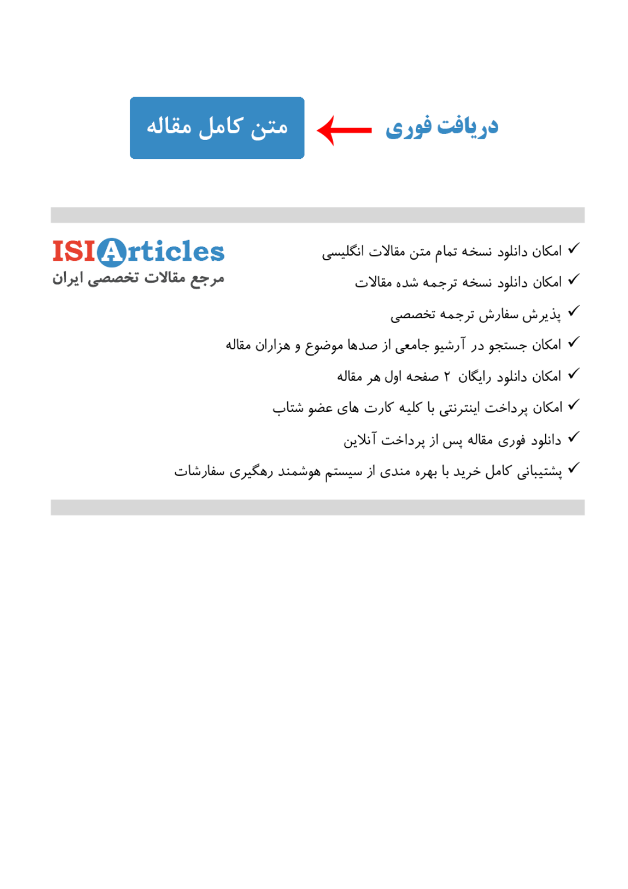دریافت فوری ← متن کامل مقاله

ISIArticles

مرجع مقالات تخصصی ایران

- ✓ امکان دانلود نسخه تمام متن مقالات انگلیسی
- ✓ امکان دانلود نسخه ترجمه شده مقالات
- ✓ پذیرش سفارش ترجمه تخصصی
- ✓ امکان جستجو در آرشیو جامعی از صدها موضوع و هزاران مقاله
- ✓ امکان دانلود رایگان ۲ صفحه اول هر مقاله
- ✓ امکان پرداخت اینترنتی با کلیه کارت های عضو شتاب
- ✓ دانلود فوری مقاله پس از پرداخت آنلاین
- ✓ پشتیبانی کامل خرید با بهره مندی از سیستم هوشمند رهگیری سفارشات